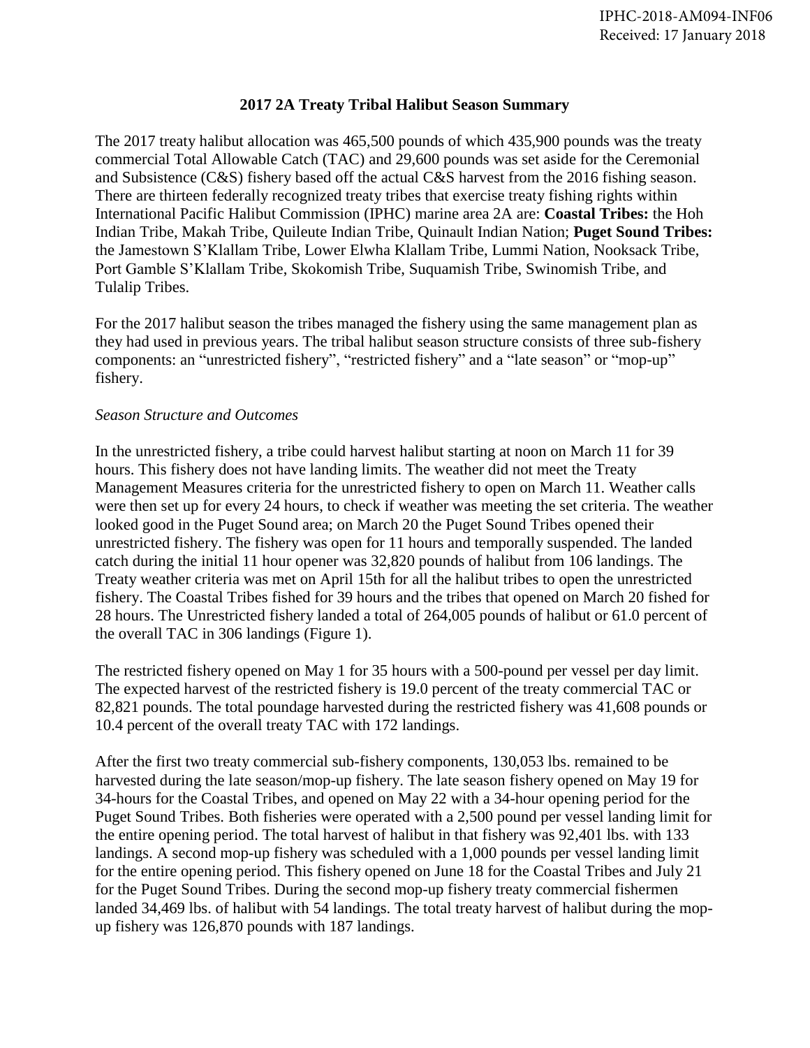IPHC-2018-AM094-INF06
Received: 17 January 2018

# 2017 2A Treaty Tribal Halibut Season Summary

The 2017 treaty halibut allocation was 465,500 pounds of which 435,900 pounds was the treaty commercial Total Allowable Catch (TAC) and 29,600 pounds was set aside for the Ceremonial and Subsistence (C&S) fishery based off the actual C&S harvest from the 2016 fishing season. There are thirteen federally recognized treaty tribes that exercise treaty fishing rights within International Pacific Halibut Commission (IPHC) marine area 2A are: **Coastal Tribes:** the Hoh Indian Tribe, Makah Tribe, Quileute Indian Tribe, Quinault Indian Nation; **Puget Sound Tribes:** the Jamestown S'Klallam Tribe, Lower Elwha Klallam Tribe, Lummi Nation, Nooksack Tribe, Port Gamble S'Klallam Tribe, Skokomish Tribe, Suquamish Tribe, Swinomish Tribe, and Tulalip Tribes.

For the 2017 halibut season the tribes managed the fishery using the same management plan as they had used in previous years. The tribal halibut season structure consists of three sub-fishery components: an "unrestricted fishery", "restricted fishery" and a "late season" or "mop-up" fishery.

*Season Structure and Outcomes*

In the unrestricted fishery, a tribe could harvest halibut starting at noon on March 11 for 39 hours. This fishery does not have landing limits. The weather did not meet the Treaty Management Measures criteria for the unrestricted fishery to open on March 11. Weather calls were then set up for every 24 hours, to check if weather was meeting the set criteria. The weather looked good in the Puget Sound area; on March 20 the Puget Sound Tribes opened their unrestricted fishery. The fishery was open for 11 hours and temporally suspended. The landed catch during the initial 11 hour opener was 32,820 pounds of halibut from 106 landings. The Treaty weather criteria was met on April 15th for all the halibut tribes to open the unrestricted fishery. The Coastal Tribes fished for 39 hours and the tribes that opened on March 20 fished for 28 hours. The Unrestricted fishery landed a total of 264,005 pounds of halibut or 61.0 percent of the overall TAC in 306 landings (Figure 1).

The restricted fishery opened on May 1 for 35 hours with a 500-pound per vessel per day limit. The expected harvest of the restricted fishery is 19.0 percent of the treaty commercial TAC or 82,821 pounds. The total poundage harvested during the restricted fishery was 41,608 pounds or 10.4 percent of the overall treaty TAC with 172 landings.

After the first two treaty commercial sub-fishery components, 130,053 lbs. remained to be harvested during the late season/mop-up fishery. The late season fishery opened on May 19 for 34-hours for the Coastal Tribes, and opened on May 22 with a 34-hour opening period for the Puget Sound Tribes. Both fisheries were operated with a 2,500 pound per vessel landing limit for the entire opening period. The total harvest of halibut in that fishery was 92,401 lbs. with 133 landings. A second mop-up fishery was scheduled with a 1,000 pounds per vessel landing limit for the entire opening period. This fishery opened on June 18 for the Coastal Tribes and July 21 for the Puget Sound Tribes. During the second mop-up fishery treaty commercial fishermen landed 34,469 lbs. of halibut with 54 landings. The total treaty harvest of halibut during the mop-up fishery was 126,870 pounds with 187 landings.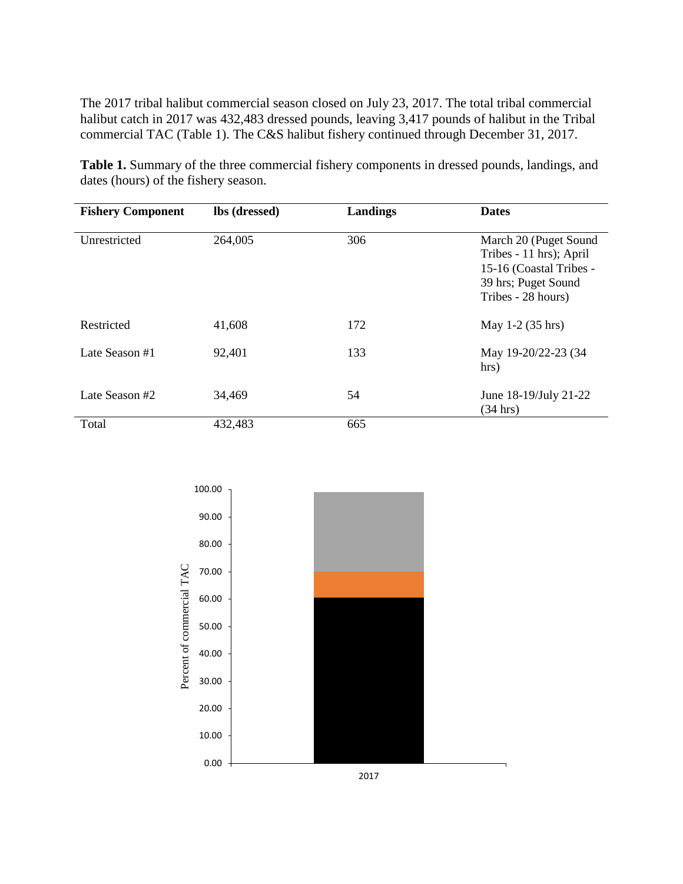The 2017 tribal halibut commercial season closed on July 23, 2017. The total tribal commercial halibut catch in 2017 was 432,483 dressed pounds, leaving 3,417 pounds of halibut in the Tribal commercial TAC (Table 1). The C&S halibut fishery continued through December 31, 2017.

**Table 1.** Summary of the three commercial fishery components in dressed pounds, landings, and dates (hours) of the fishery season.

| Fishery Component | lbs (dressed) | Landings | Dates |
|---|---|---|---|
| Unrestricted | 264,005 | 306 | March 20 (Puget Sound Tribes - 11 hrs); April 15-16 (Coastal Tribes - 39 hrs; Puget Sound Tribes - 28 hours) |
| Restricted | 41,608 | 172 | May 1-2 (35 hrs) |
| Late Season #1 | 92,401 | 133 | May 19-20/22-23 (34 hrs) |
| Late Season #2 | 34,469 | 54 | June 18-19/July 21-22 (34 hrs) |
| Total | 432,483 | 665 | |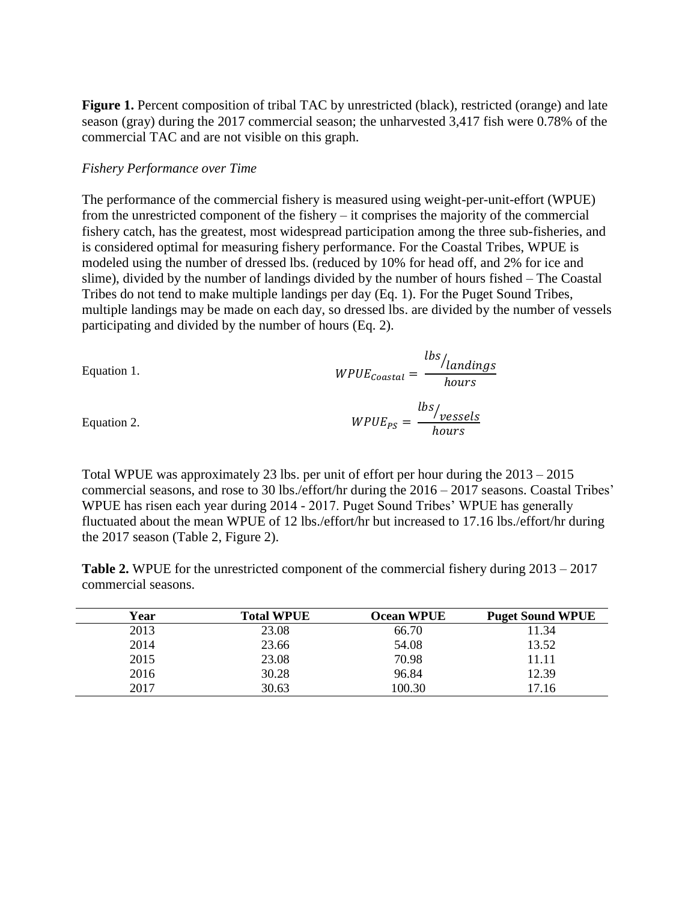**Figure 1.** Percent composition of tribal TAC by unrestricted (black), restricted (orange) and late season (gray) during the 2017 commercial season; the unharvested 3,417 fish were 0.78% of the commercial TAC and are not visible on this graph.

*Fishery Performance over Time*

The performance of the commercial fishery is measured using weight-per-unit-effort (WPUE) from the unrestricted component of the fishery – it comprises the majority of the commercial fishery catch, has the greatest, most widespread participation among the three sub-fisheries, and is considered optimal for measuring fishery performance. For the Coastal Tribes, WPUE is modeled using the number of dressed lbs. (reduced by 10% for head off, and 2% for ice and slime), divided by the number of landings divided by the number of hours fished – The Coastal Tribes do not tend to make multiple landings per day (Eq. 1). For the Puget Sound Tribes, multiple landings may be made on each day, so dressed lbs. are divided by the number of vessels participating and divided by the number of hours (Eq. 2).

Equation 1.

$$WPUE_{Coastal} = \frac{lbs/_{landings}}{hours}$$

Equation 2.

$$WPUE_{PS} = \frac{lbs/_{vessels}}{hours}$$

Total WPUE was approximately 23 lbs. per unit of effort per hour during the 2013 – 2015 commercial seasons, and rose to 30 lbs./effort/hr during the 2016 – 2017 seasons. Coastal Tribes' WPUE has risen each year during 2014 - 2017. Puget Sound Tribes' WPUE has generally fluctuated about the mean WPUE of 12 lbs./effort/hr but increased to 17.16 lbs./effort/hr during the 2017 season (Table 2, Figure 2).

**Table 2.** WPUE for the unrestricted component of the commercial fishery during 2013 – 2017 commercial seasons.

| Year | Total WPUE | Ocean WPUE | Puget Sound WPUE |
|---|---|---|---|
| 2013 | 23.08 | 66.70 | 11.34 |
| 2014 | 23.66 | 54.08 | 13.52 |
| 2015 | 23.08 | 70.98 | 11.11 |
| 2016 | 30.28 | 96.84 | 12.39 |
| 2017 | 30.63 | 100.30 | 17.16 |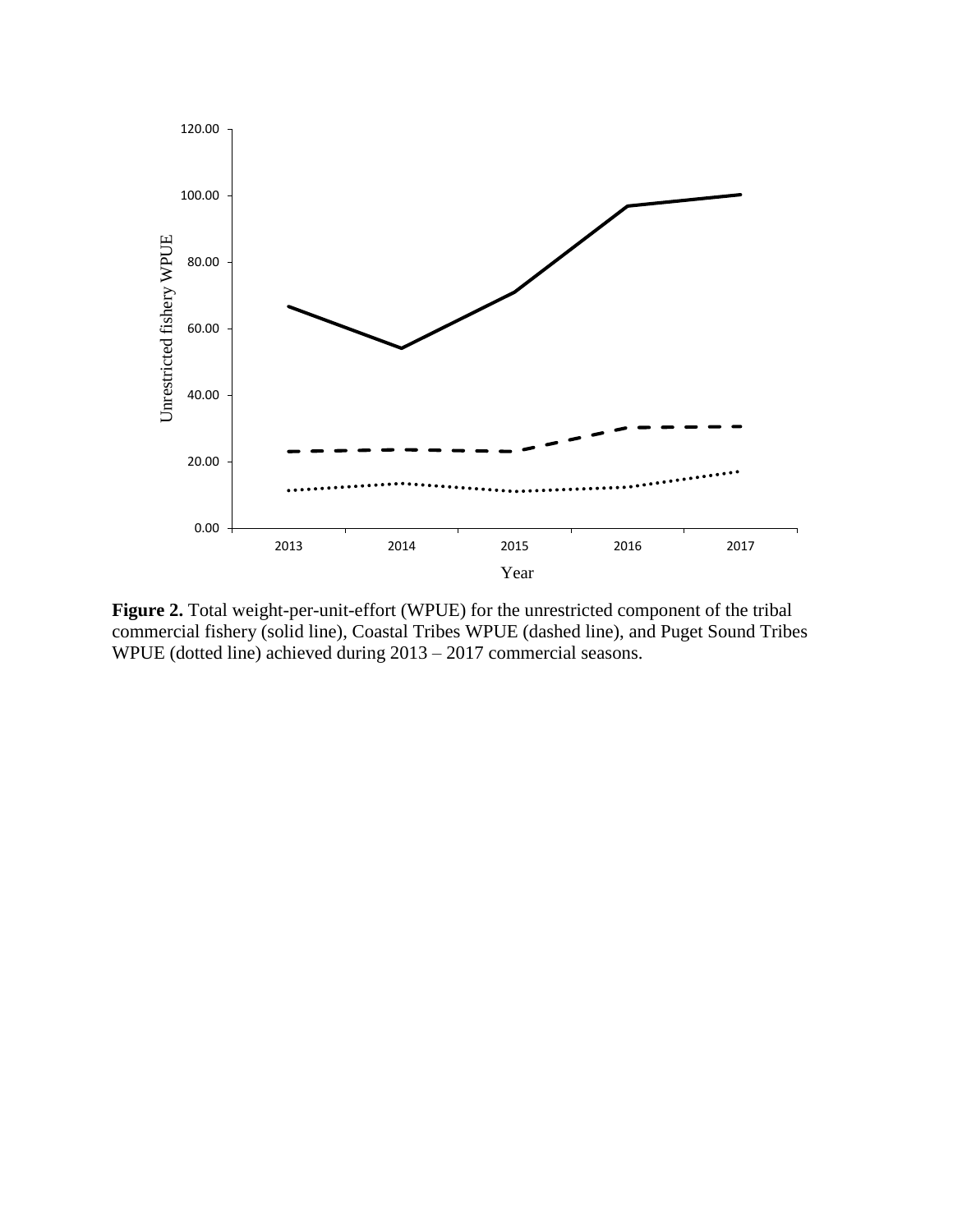120.00

100.00

80.00

60.00

40.00

20.00

0.00

Unrestricted fishery WPUE

2013

2014

2015

2016

2017

Year

**Figure 2.** Total weight-per-unit-effort (WPUE) for the unrestricted component of the tribal commercial fishery (solid line), Coastal Tribes WPUE (dashed line), and Puget Sound Tribes WPUE (dotted line) achieved during 2013 – 2017 commercial seasons.